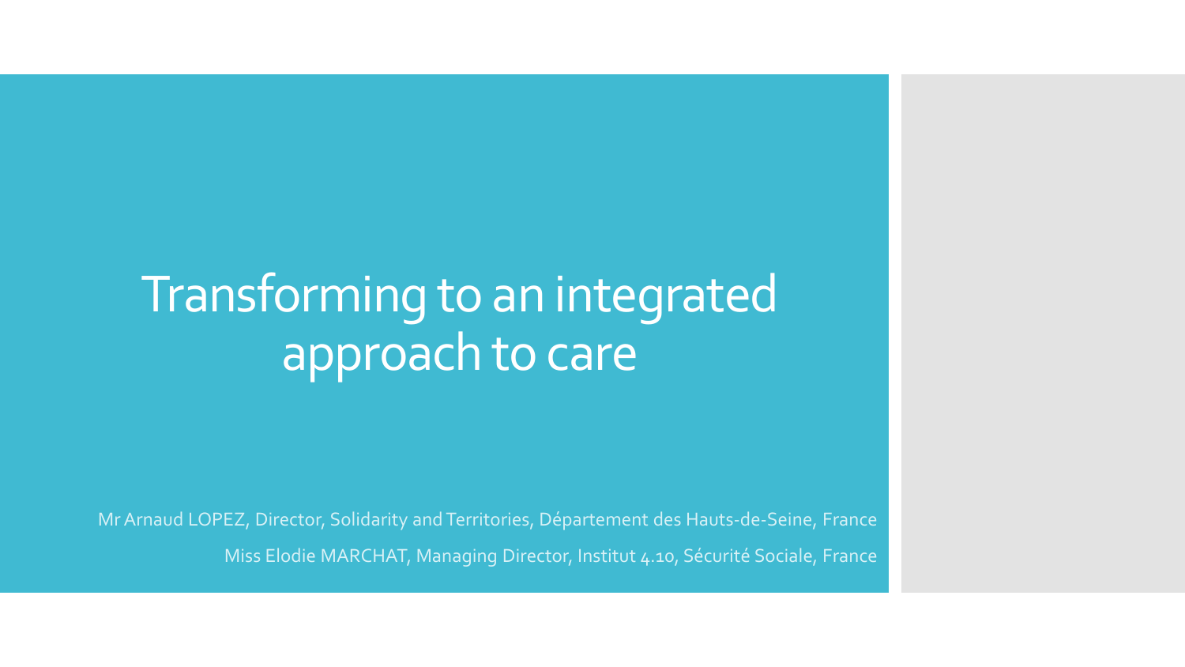# Transforming to an integrated approach to care

Mr Arnaud LOPEZ, Director, Solidarity and Territories, Département des Hauts-de-Seine, France

Miss Elodie MARCHAT, Managing Director, Institut 4.10, Sécurité Sociale, France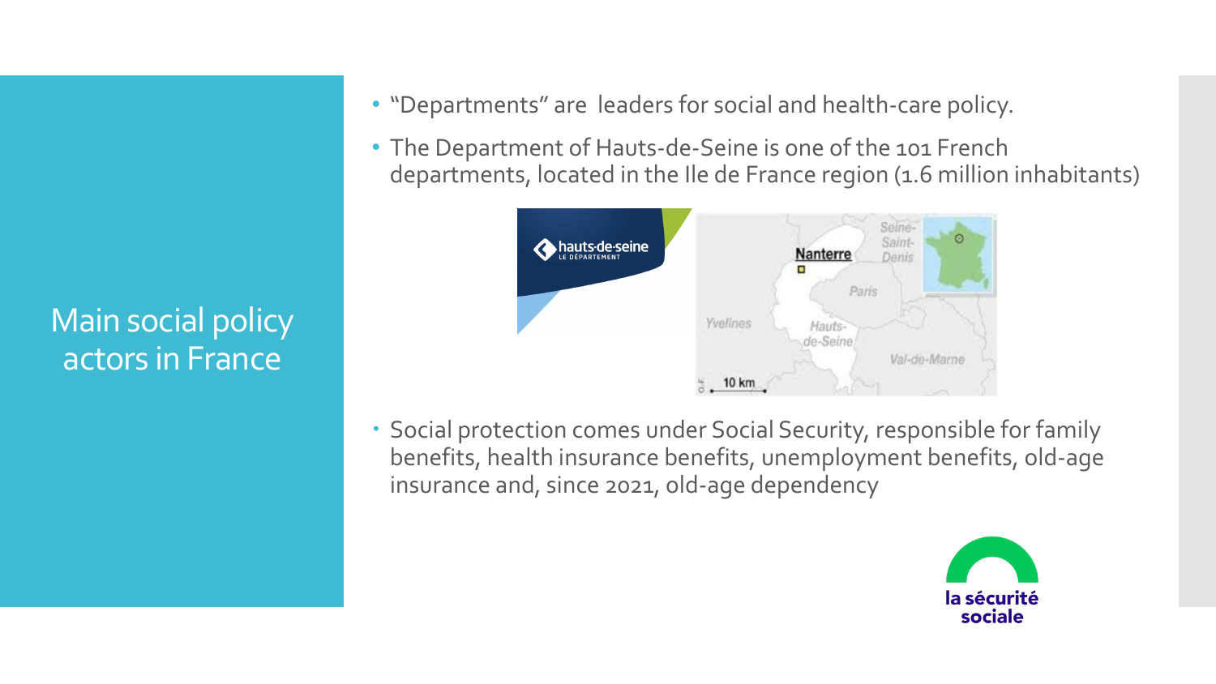# Main social policy actors in France

- "Departments" are leaders for social and health-care policy.
- The Department of Hauts-de-Seine is one of the 101 French departments, located in the Ile de France region (1.6 million inhabitants)
- Social protection comes under Social Security, responsible for family benefits, health insurance benefits, unemployment benefits, old-age insurance and, since 2021, old-age dependency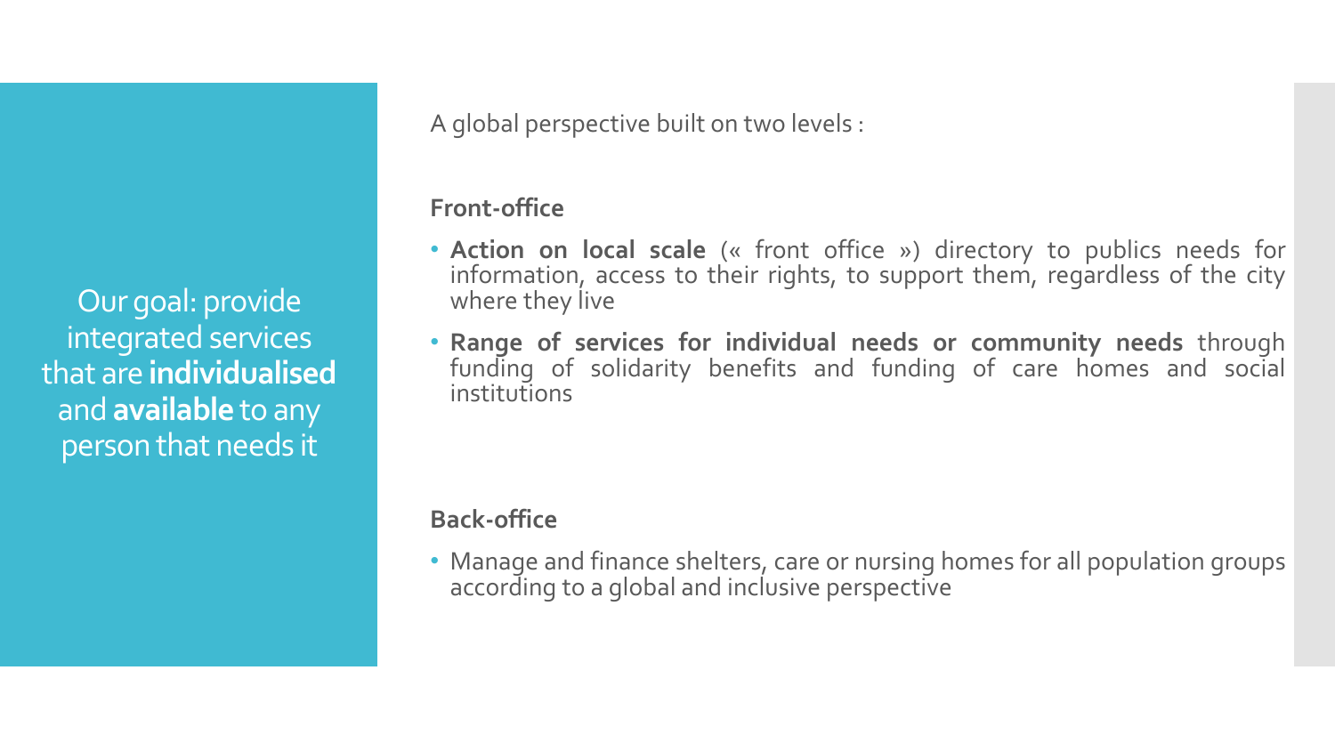Our goal: provide integrated services that are **individualised** and **available** to any person that needs it

A global perspective built on two levels :

**Front-office**

- **Action on local scale** (« front office ») directory to publics needs for information, access to their rights, to support them, regardless of the city where they live
- **Range of services for individual needs or community needs** through funding of solidarity benefits and funding of care homes and social institutions

**Back-office**

- Manage and finance shelters, care or nursing homes for all population groups according to a global and inclusive perspective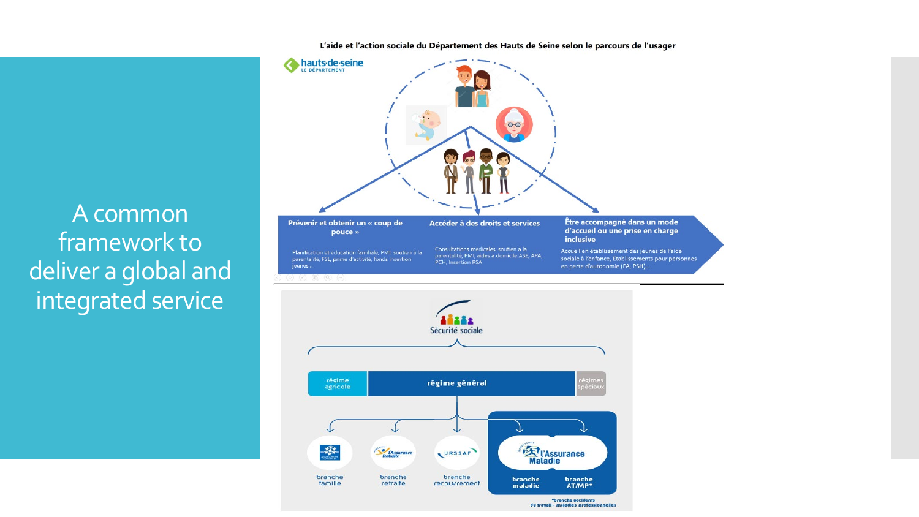# A common framework to deliver a global and integrated service

**L'aide et l'action sociale du Département des Hauts de Seine selon le parcours de l'usager**

hauts-de-seine
LE DÉPARTEMENT

**Prévenir et obtenir un « coup de pouce »**

Planification et éducation familiale, PMI, soutien à la parentalité, FSL, prime d'activité, fonds insertion jeunes...

**Accéder à des droits et services**

Consultations médicales, soutien à la parentalité, PMI, aides à domicile ASE, APA, PCH, Insertion RSA

**Être accompagné dans un mode d'accueil ou une prise en charge inclusive**

Accueil en établissement des jeunes de l'aide sociale à l'enfance, Etablissements pour personnes en perte d'autonomie (PA, PSH)...

Sécurité sociale

- régime agricole
- régime général
- régimes spéciaux

- branche famille
- branche retraite (l'Assurance Retraite)
- branche recouvrement (URSSAF)
- branche maladie (l'Assurance Maladie)
- branche AT/MP*

*branche accidents du travail - maladies professionnelles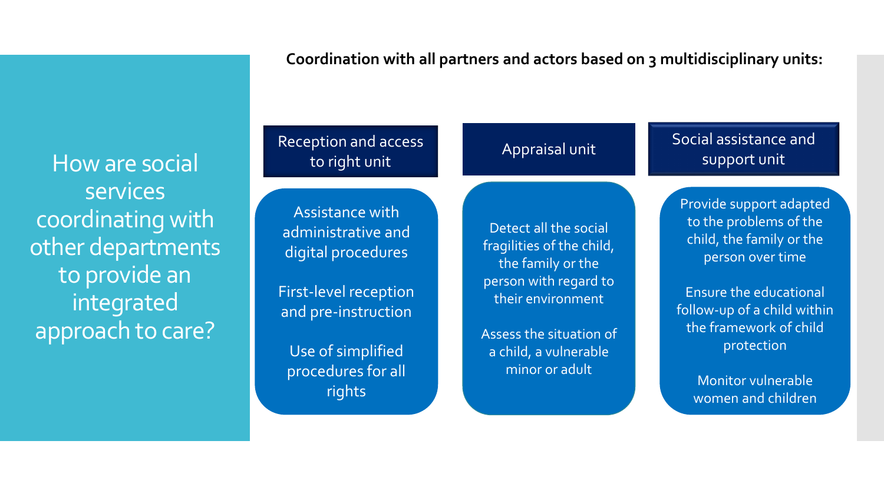# How are social services coordinating with other departments to provide an integrated approach to care?

**Coordination with all partners and actors based on 3 multidisciplinary units:**

## Reception and access to right unit

- Assistance with administrative and digital procedures
- First-level reception and pre-instruction
- Use of simplified procedures for all rights

## Appraisal unit

- Detect all the social fragilities of the child, the family or the person with regard to their environment
- Assess the situation of a child, a vulnerable minor or adult

## Social assistance and support unit

- Provide support adapted to the problems of the child, the family or the person over time
- Ensure the educational follow-up of a child within the framework of child protection
- Monitor vulnerable women and children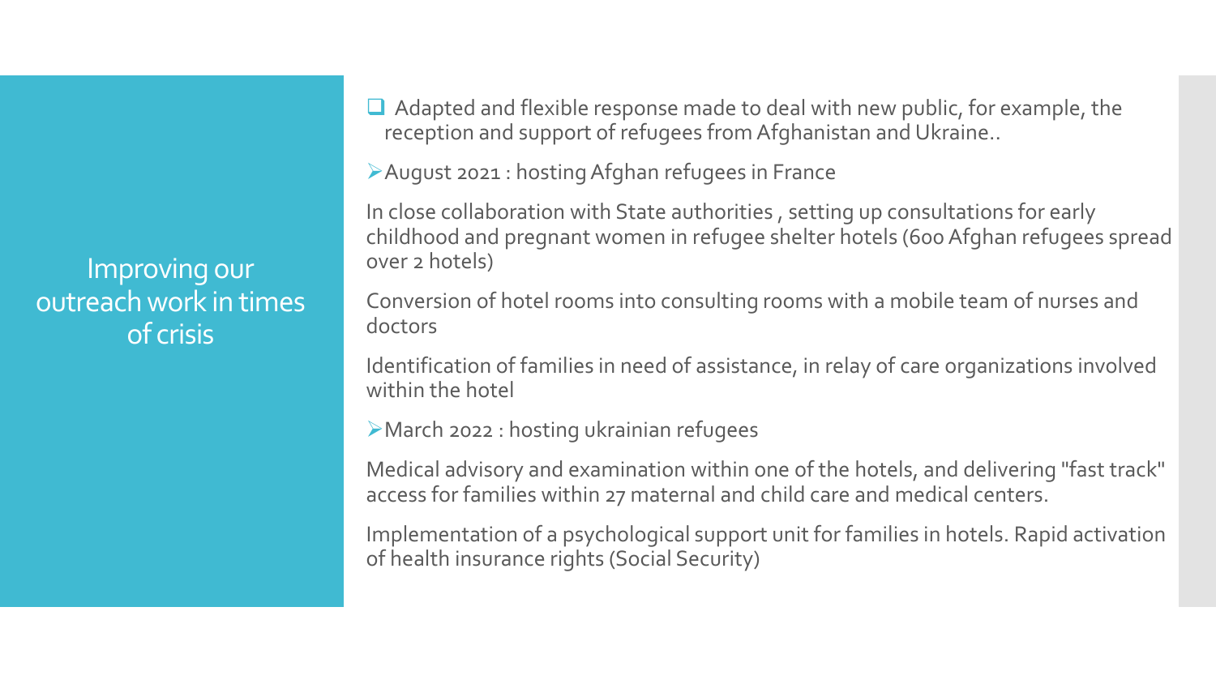# Improving our outreach work in times of crisis

- Adapted and flexible response made to deal with new public, for example, the reception and support of refugees from Afghanistan and Ukraine..

- August 2021 : hosting Afghan refugees in France

In close collaboration with State authorities , setting up consultations for early childhood and pregnant women in refugee shelter hotels (600 Afghan refugees spread over 2 hotels)

Conversion of hotel rooms into consulting rooms with a mobile team of nurses and doctors

Identification of families in need of assistance, in relay of care organizations involved within the hotel

- March 2022 : hosting ukrainian refugees

Medical advisory and examination within one of the hotels, and delivering "fast track" access for families within 27 maternal and child care and medical centers.

Implementation of a psychological support unit for families in hotels. Rapid activation of health insurance rights (Social Security)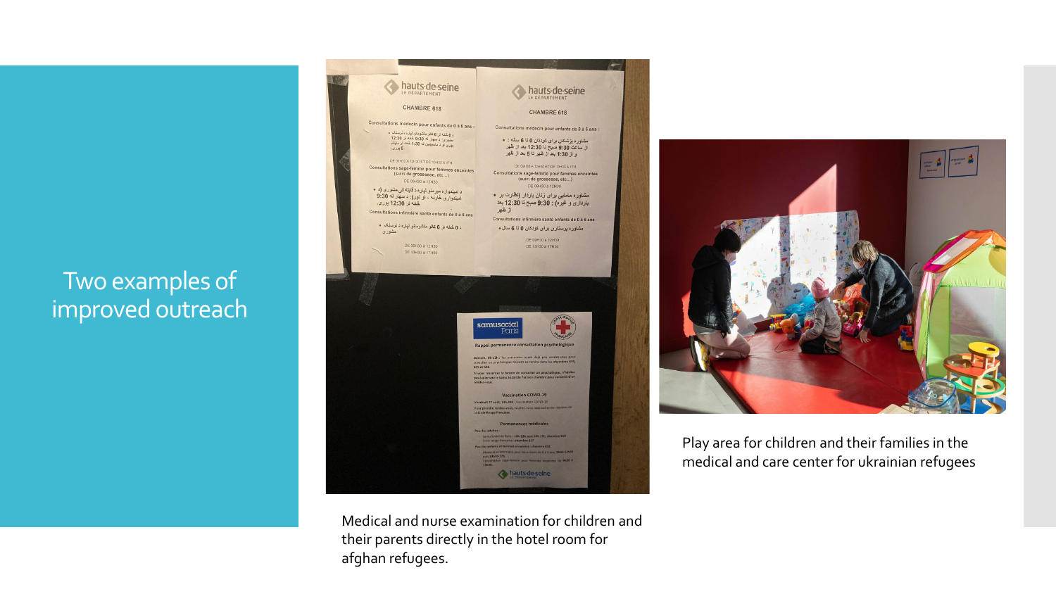# Two examples of improved outreach

Medical and nurse examination for children and their parents directly in the hotel room for afghan refugees.

Play area for children and their families in the medical and care center for ukrainian refugees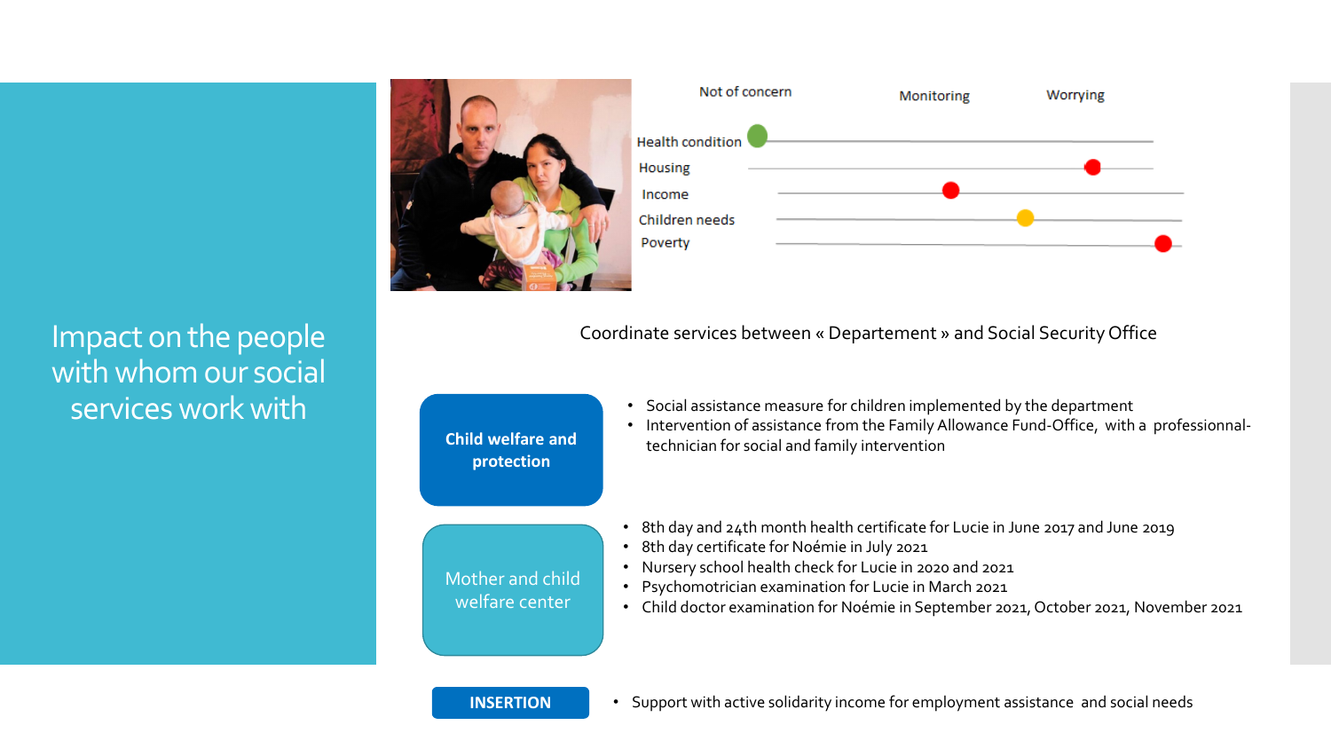# Impact on the people with whom our social services work with

Not of concern
Monitoring
Worrying

Health condition
Housing
Income
Children needs
Poverty

Coordinate services between « Departement » and Social Security Office

**Child welfare and protection**

- Social assistance measure for children implemented by the department
- Intervention of assistance from the Family Allowance Fund-Office, with a professionnal-technician for social and family intervention

**Mother and child welfare center**

- 8th day and 24th month health certificate for Lucie in June 2017 and June 2019
- 8th day certificate for Noémie in July 2021
- Nursery school health check for Lucie in 2020 and 2021
- Psychomotrician examination for Lucie in March 2021
- Child doctor examination for Noémie in September 2021, October 2021, November 2021

**INSERTION**

- Support with active solidarity income for employment assistance and social needs